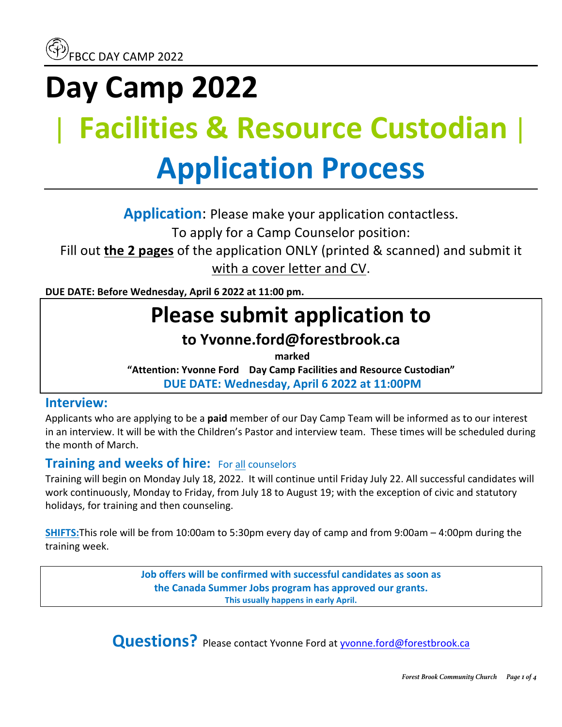FBCC DAY CAMP 2022

# Day Camp 2022

# | Facilities & Resource Custodian |

# Application Process

**Application**: Please make your application contactless.
To apply for a Camp Counselor position:
Fill out **the 2 pages** of the application ONLY (printed & scanned) and submit it with a cover letter and CV.

**DUE DATE: Before Wednesday, April 6 2022 at 11:00 pm.**

## Please submit application to

### to Yvonne.ford@forestbrook.ca

**marked**

**"Attention: Yvonne Ford Day Camp Facilities and Resource Custodian"**

**DUE DATE: Wednesday, April 6 2022 at 11:00PM**

### Interview:

Applicants who are applying to be a **paid** member of our Day Camp Team will be informed as to our interest in an interview. It will be with the Children's Pastor and interview team. These times will be scheduled during the month of March.

### Training and weeks of hire: For all counselors

Training will begin on Monday July 18, 2022. It will continue until Friday July 22. All successful candidates will work continuously, Monday to Friday, from July 18 to August 19; with the exception of civic and statutory holidays, for training and then counseling.

**SHIFTS:** This role will be from 10:00am to 5:30pm every day of camp and from 9:00am – 4:00pm during the training week.

**Job offers will be confirmed with successful candidates as soon as the Canada Summer Jobs program has approved our grants.**
**This usually happens in early April.**

**Questions?** Please contact Yvonne Ford at yvonne.ford@forestbrook.ca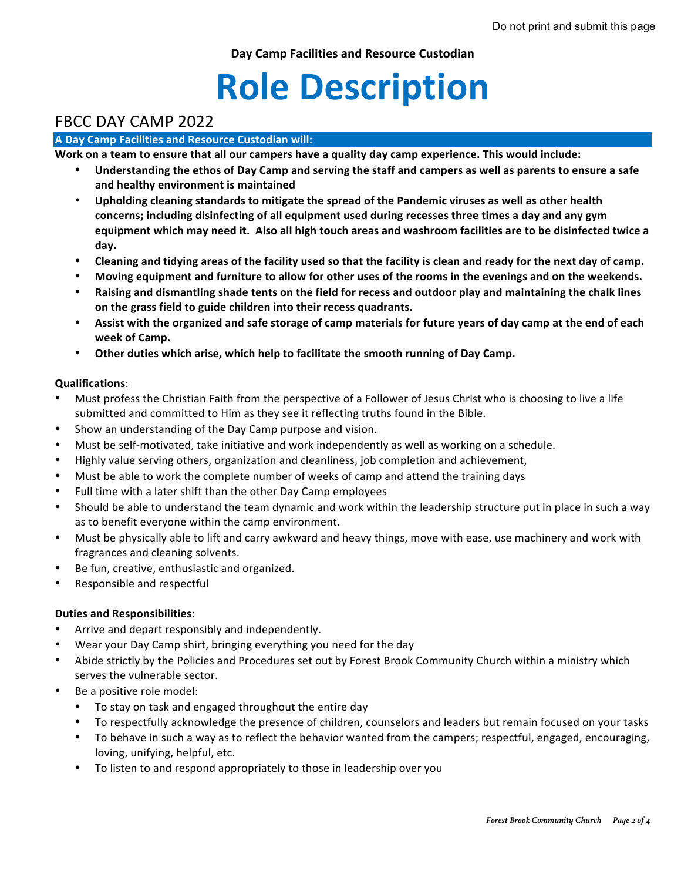Do not print and submit this page

**Day Camp Facilities and Resource Custodian**

# Role Description

## FBCC DAY CAMP 2022

**A Day Camp Facilities and Resource Custodian will:**

**Work on a team to ensure that all our campers have a quality day camp experience. This would include:**

- **Understanding the ethos of Day Camp and serving the staff and campers as well as parents to ensure a safe and healthy environment is maintained**
- **Upholding cleaning standards to mitigate the spread of the Pandemic viruses as well as other health concerns; including disinfecting of all equipment used during recesses three times a day and any gym equipment which may need it. Also all high touch areas and washroom facilities are to be disinfected twice a day.**
- **Cleaning and tidying areas of the facility used so that the facility is clean and ready for the next day of camp.**
- **Moving equipment and furniture to allow for other uses of the rooms in the evenings and on the weekends.**
- **Raising and dismantling shade tents on the field for recess and outdoor play and maintaining the chalk lines on the grass field to guide children into their recess quadrants.**
- **Assist with the organized and safe storage of camp materials for future years of day camp at the end of each week of Camp.**
- **Other duties which arise, which help to facilitate the smooth running of Day Camp.**

**Qualifications**:

- Must profess the Christian Faith from the perspective of a Follower of Jesus Christ who is choosing to live a life submitted and committed to Him as they see it reflecting truths found in the Bible.
- Show an understanding of the Day Camp purpose and vision.
- Must be self-motivated, take initiative and work independently as well as working on a schedule.
- Highly value serving others, organization and cleanliness, job completion and achievement,
- Must be able to work the complete number of weeks of camp and attend the training days
- Full time with a later shift than the other Day Camp employees
- Should be able to understand the team dynamic and work within the leadership structure put in place in such a way as to benefit everyone within the camp environment.
- Must be physically able to lift and carry awkward and heavy things, move with ease, use machinery and work with fragrances and cleaning solvents.
- Be fun, creative, enthusiastic and organized.
- Responsible and respectful

**Duties and Responsibilities**:

- Arrive and depart responsibly and independently.
- Wear your Day Camp shirt, bringing everything you need for the day
- Abide strictly by the Policies and Procedures set out by Forest Brook Community Church within a ministry which serves the vulnerable sector.
- Be a positive role model:
  - To stay on task and engaged throughout the entire day
  - To respectfully acknowledge the presence of children, counselors and leaders but remain focused on your tasks
  - To behave in such a way as to reflect the behavior wanted from the campers; respectful, engaged, encouraging, loving, unifying, helpful, etc.
  - To listen to and respond appropriately to those in leadership over you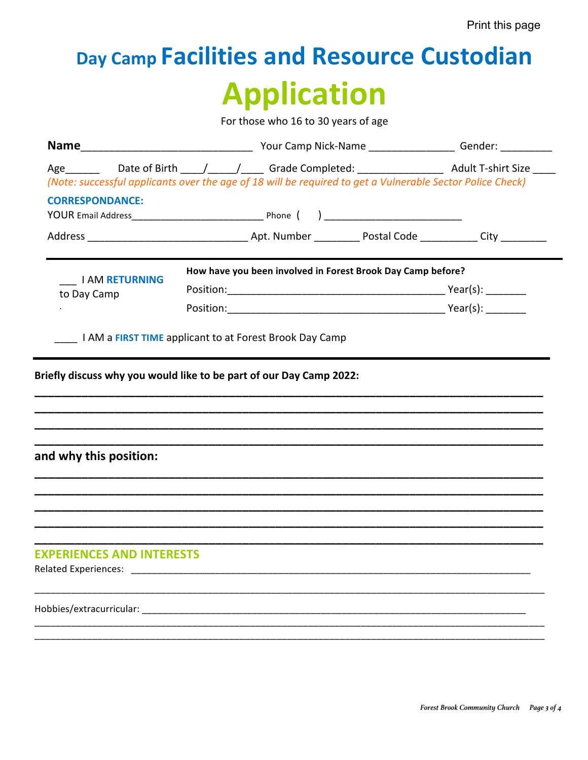Print this page

# Day Camp Facilities and Resource Custodian

# Application

For those who 16 to 30 years of age

**Name**_____________________________ Your Camp Nick-Name _______________ Gender: _________

Age______ Date of Birth ____/_____/____ Grade Completed: _______________ Adult T-shirt Size ____

*(Note: successful applicants over the age of 18 will be required to get a Vulnerable Sector Police Check)*

**CORRESPONDANCE:**

YOUR Email Address________________________ Phone ( ) _________________________

Address ____________________________ Apt. Number ________ Postal Code __________ City ________

---

___ I AM **RETURNING** to Day Camp

**How have you been involved in Forest Brook Day Camp before?**

Position:_______________________________________ Year(s): _______

Position:_______________________________________ Year(s): _______

____ I AM a **FIRST TIME** applicant to at Forest Brook Day Camp

---

**Briefly discuss why you would like to be part of our Day Camp 2022:**

______________________________________________________________________________

______________________________________________________________________________

______________________________________________________________________________

______________________________________________________________________________

**and why this position:**

______________________________________________________________________________

______________________________________________________________________________

______________________________________________________________________________

______________________________________________________________________________

______________________________________________________________________________

## EXPERIENCES AND INTERESTS

Related Experiences: _______________________________________________________________________________

_____________________________________________________________________________________________

Hobbies/extracurricular: ____________________________________________________________________________

_____________________________________________________________________________________________

_____________________________________________________________________________________________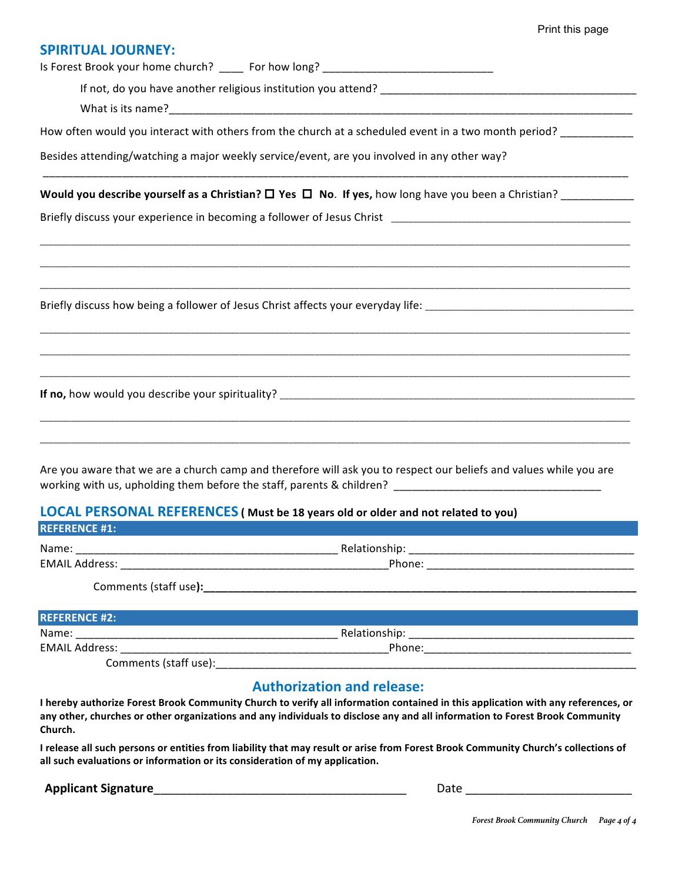Print this page

## SPIRITUAL JOURNEY:

Is Forest Brook your home church? ____ For how long? ___________________________

If not, do you have another religious institution you attend? ________________________________________

What is its name?___________________________________________________________________________

How often would you interact with others from the church at a scheduled event in a two month period? ___________

Besides attending/watching a major weekly service/event, are you involved in any other way?

_____________________________________________________________________________________________

**Would you describe yourself as a Christian?** ☐ **Yes** ☐ **No**. **If yes,** how long have you been a Christian? ___________

Briefly discuss your experience in becoming a follower of Jesus Christ ______________________________________

_____________________________________________________________________________________________

_____________________________________________________________________________________________

_____________________________________________________________________________________________

Briefly discuss how being a follower of Jesus Christ affects your everyday life: _________________________________

_____________________________________________________________________________________________

_____________________________________________________________________________________________

_____________________________________________________________________________________________

**If no,** how would you describe your spirituality? __________________________________________________________

_____________________________________________________________________________________________

_____________________________________________________________________________________________

Are you aware that we are a church camp and therefore will ask you to respect our beliefs and values while you are working with us, upholding them before the staff, parents & children? _________________________________

## LOCAL PERSONAL REFERENCES **( Must be 18 years old or older and not related to you)**

**REFERENCE #1:**

Name: ___________________________________________ Relationship: _____________________________________

EMAIL Address: ____________________________________________Phone: ________________________________

Comments (staff use)**:**__________________________________________________________________________

**REFERENCE #2:**

Name: ___________________________________________ Relationship: _____________________________________

EMAIL Address: ____________________________________________Phone:________________________________

Comments (staff use):__________________________________________________________________________

## Authorization and release:

**I hereby authorize Forest Brook Community Church to verify all information contained in this application with any references, or any other, churches or other organizations and any individuals to disclose any and all information to Forest Brook Community Church.**

**I release all such persons or entities from liability that may result or arise from Forest Brook Community Church's collections of all such evaluations or information or its consideration of my application.**

**Applicant Signature**_______________________________________ Date ________________________

*Forest Brook Community Church*